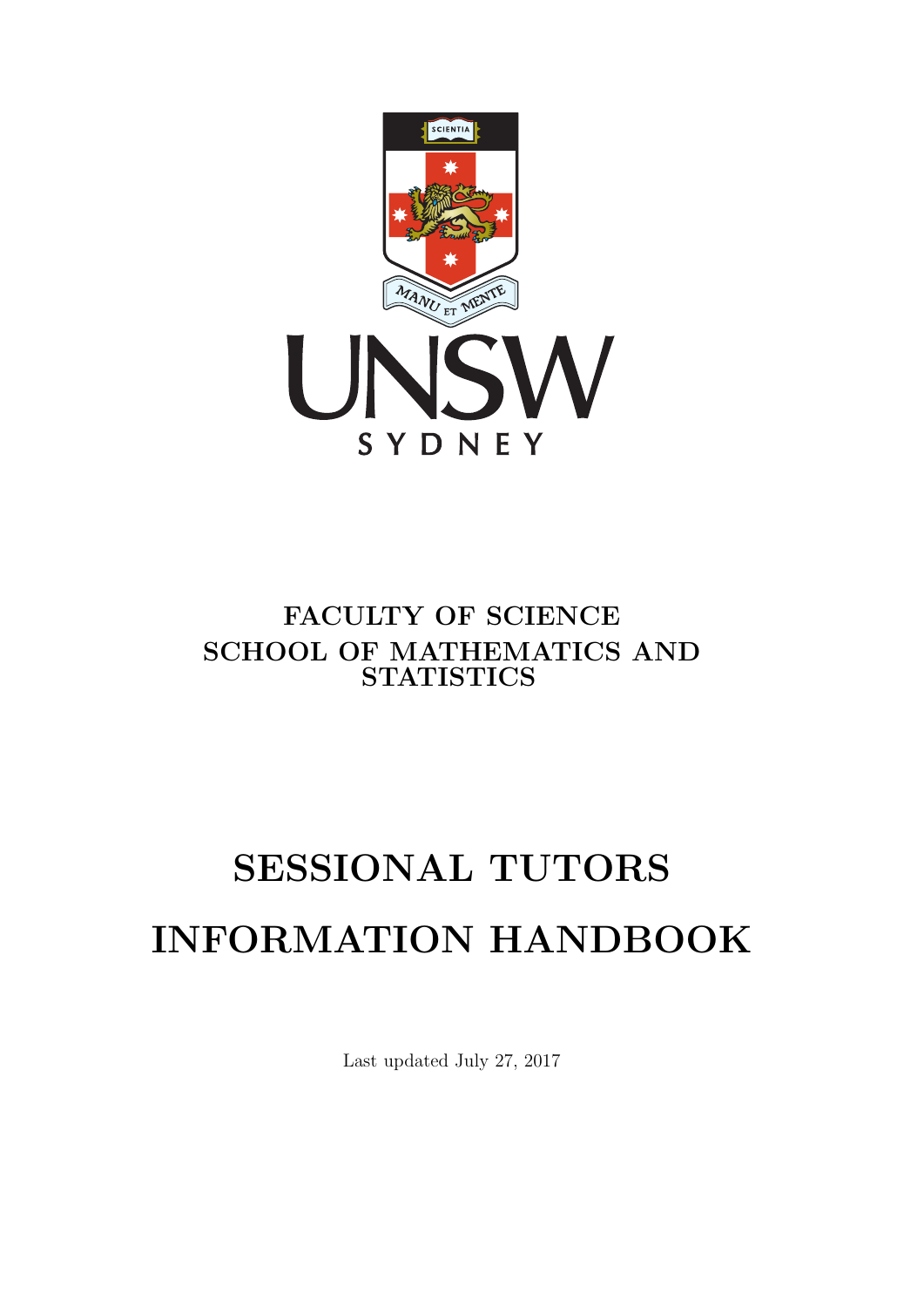FACULTY OF SCIENCE

SCHOOL OF MATHEMATICS AND STATISTICS

# SESSIONAL TUTORS INFORMATION HANDBOOK

Last updated July 27, 2017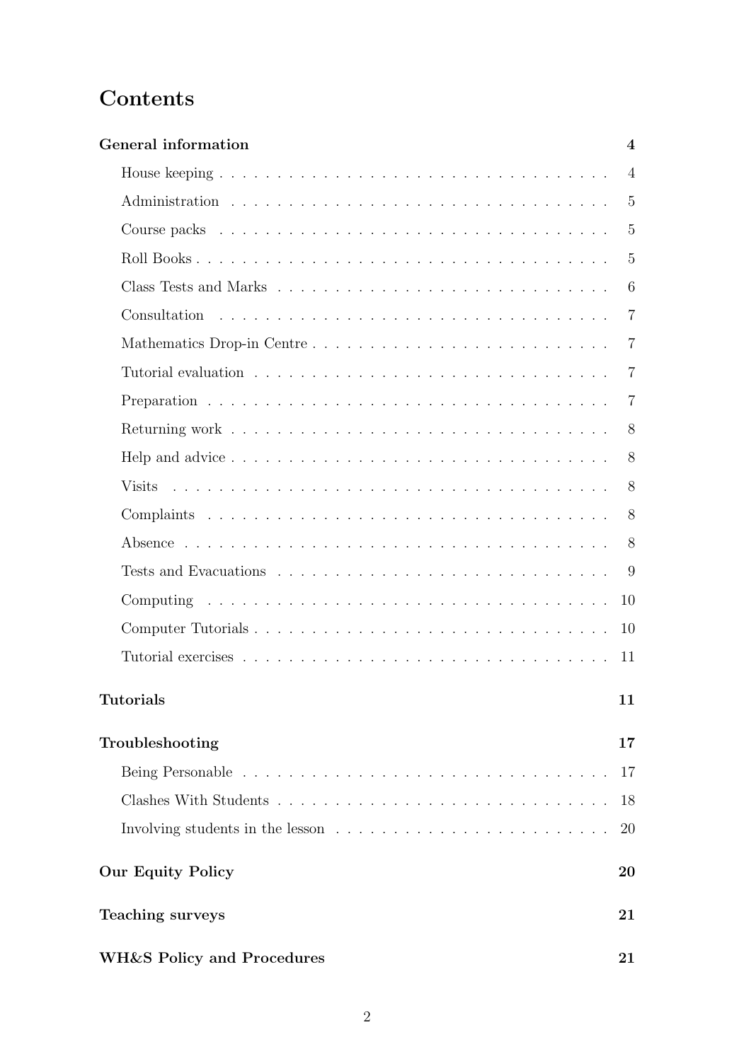# Contents

**General information** — 4

- House keeping — 4
- Administration — 5
- Course packs — 5
- Roll Books — 5
- Class Tests and Marks — 6
- Consultation — 7
- Mathematics Drop-in Centre — 7
- Tutorial evaluation — 7
- Preparation — 7
- Returning work — 8
- Help and advice — 8
- Visits — 8
- Complaints — 8
- Absence — 8
- Tests and Evacuations — 9
- Computing — 10
- Computer Tutorials — 10
- Tutorial exercises — 11

**Tutorials** — 11

**Troubleshooting** — 17

- Being Personable — 17
- Clashes With Students — 18
- Involving students in the lesson — 20

**Our Equity Policy** — 20

**Teaching surveys** — 21

**WH&S Policy and Procedures** — 21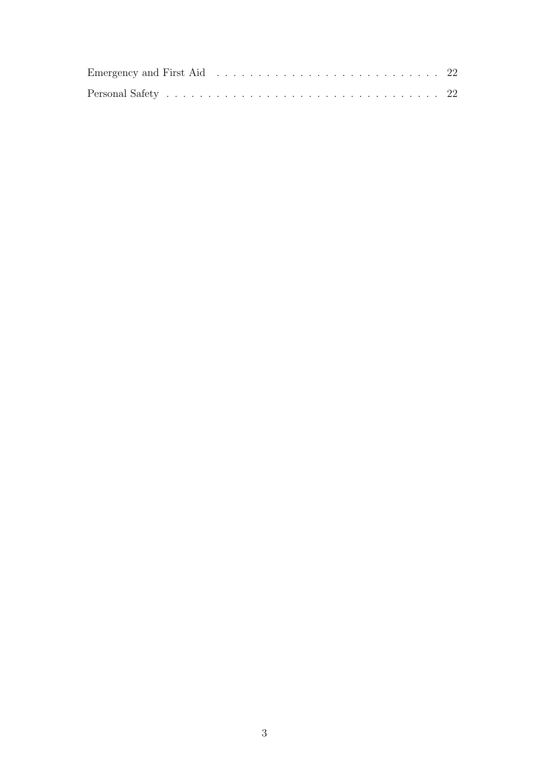Emergency and First Aid . . . . . . . . . . . . . . . . . . . . . . . . . . . 22

Personal Safety . . . . . . . . . . . . . . . . . . . . . . . . . . . . . . . . 22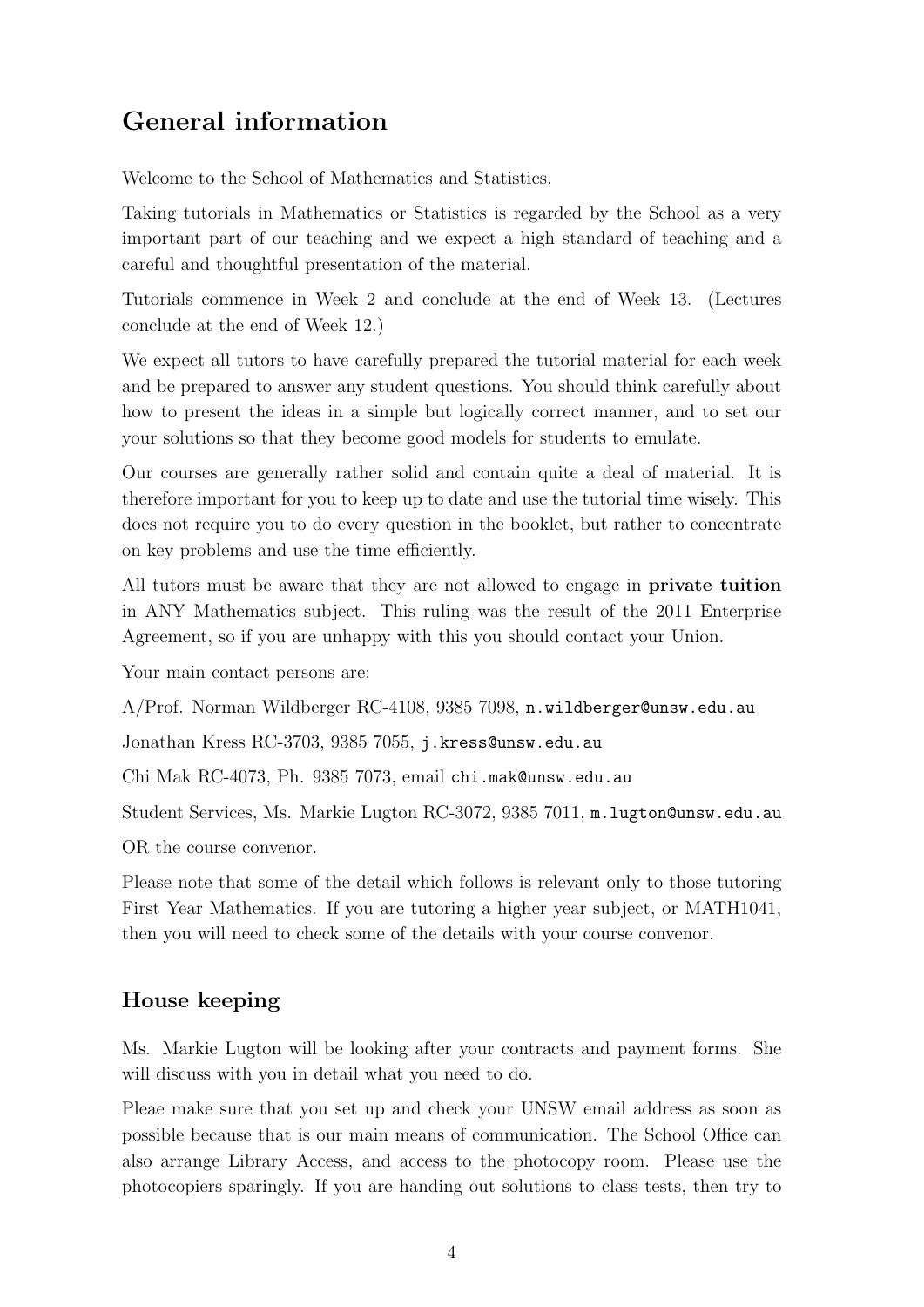## General information

Welcome to the School of Mathematics and Statistics.

Taking tutorials in Mathematics or Statistics is regarded by the School as a very important part of our teaching and we expect a high standard of teaching and a careful and thoughtful presentation of the material.

Tutorials commence in Week 2 and conclude at the end of Week 13. (Lectures conclude at the end of Week 12.)

We expect all tutors to have carefully prepared the tutorial material for each week and be prepared to answer any student questions. You should think carefully about how to present the ideas in a simple but logically correct manner, and to set our your solutions so that they become good models for students to emulate.

Our courses are generally rather solid and contain quite a deal of material. It is therefore important for you to keep up to date and use the tutorial time wisely. This does not require you to do every question in the booklet, but rather to concentrate on key problems and use the time efficiently.

All tutors must be aware that they are not allowed to engage in **private tuition** in ANY Mathematics subject. This ruling was the result of the 2011 Enterprise Agreement, so if you are unhappy with this you should contact your Union.

Your main contact persons are:

A/Prof. Norman Wildberger RC-4108, 9385 7098, `n.wildberger@unsw.edu.au`

Jonathan Kress RC-3703, 9385 7055, `j.kress@unsw.edu.au`

Chi Mak RC-4073, Ph. 9385 7073, email `chi.mak@unsw.edu.au`

Student Services, Ms. Markie Lugton RC-3072, 9385 7011, `m.lugton@unsw.edu.au`

OR the course convenor.

Please note that some of the detail which follows is relevant only to those tutoring First Year Mathematics. If you are tutoring a higher year subject, or MATH1041, then you will need to check some of the details with your course convenor.

### House keeping

Ms. Markie Lugton will be looking after your contracts and payment forms. She will discuss with you in detail what you need to do.

Pleae make sure that you set up and check your UNSW email address as soon as possible because that is our main means of communication. The School Office can also arrange Library Access, and access to the photocopy room. Please use the photocopiers sparingly. If you are handing out solutions to class tests, then try to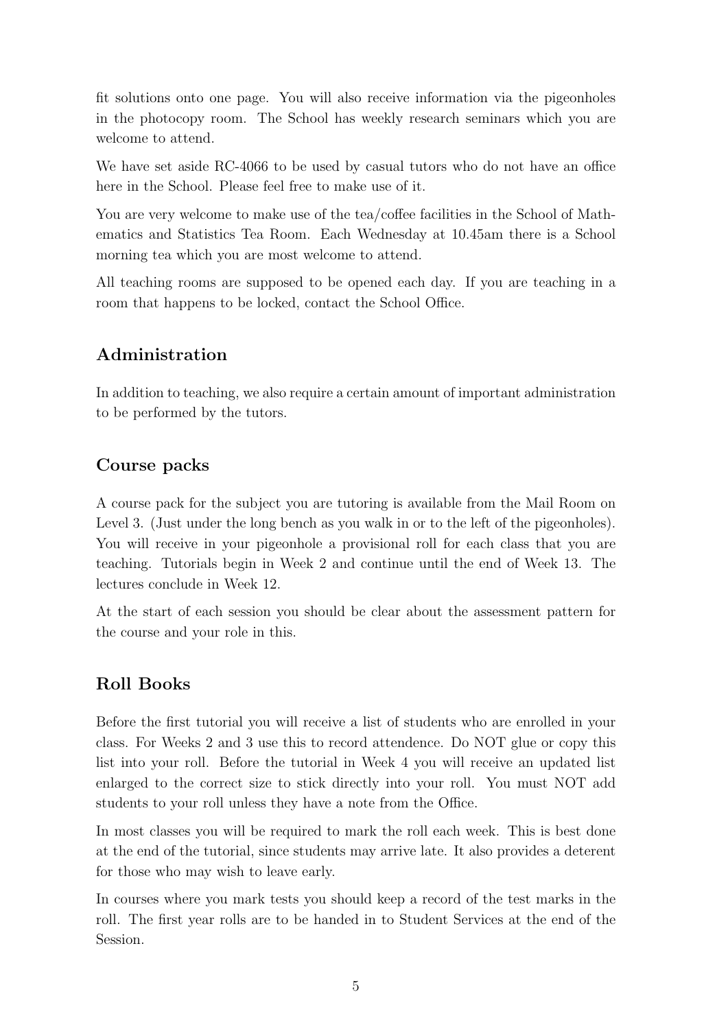fit solutions onto one page. You will also receive information via the pigeonholes in the photocopy room. The School has weekly research seminars which you are welcome to attend.

We have set aside RC-4066 to be used by casual tutors who do not have an office here in the School. Please feel free to make use of it.

You are very welcome to make use of the tea/coffee facilities in the School of Mathematics and Statistics Tea Room. Each Wednesday at 10.45am there is a School morning tea which you are most welcome to attend.

All teaching rooms are supposed to be opened each day. If you are teaching in a room that happens to be locked, contact the School Office.

## Administration

In addition to teaching, we also require a certain amount of important administration to be performed by the tutors.

## Course packs

A course pack for the subject you are tutoring is available from the Mail Room on Level 3. (Just under the long bench as you walk in or to the left of the pigeonholes). You will receive in your pigeonhole a provisional roll for each class that you are teaching. Tutorials begin in Week 2 and continue until the end of Week 13. The lectures conclude in Week 12.

At the start of each session you should be clear about the assessment pattern for the course and your role in this.

## Roll Books

Before the first tutorial you will receive a list of students who are enrolled in your class. For Weeks 2 and 3 use this to record attendence. Do NOT glue or copy this list into your roll. Before the tutorial in Week 4 you will receive an updated list enlarged to the correct size to stick directly into your roll. You must NOT add students to your roll unless they have a note from the Office.

In most classes you will be required to mark the roll each week. This is best done at the end of the tutorial, since students may arrive late. It also provides a deterent for those who may wish to leave early.

In courses where you mark tests you should keep a record of the test marks in the roll. The first year rolls are to be handed in to Student Services at the end of the Session.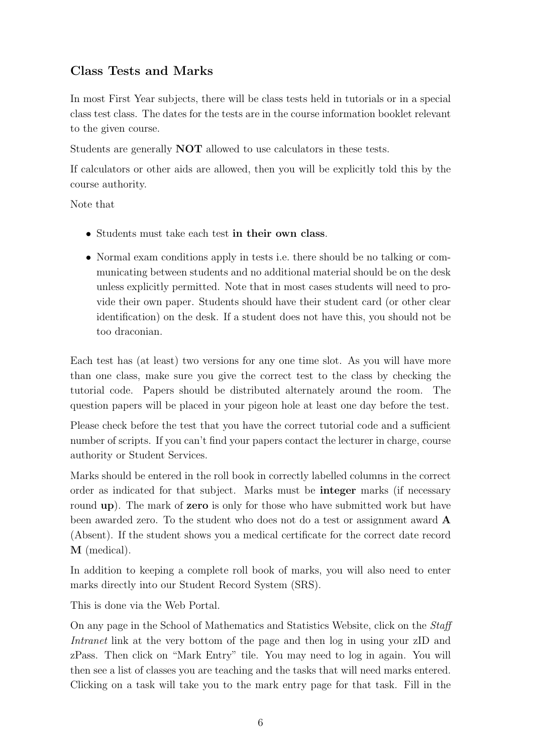## Class Tests and Marks

In most First Year subjects, there will be class tests held in tutorials or in a special class test class. The dates for the tests are in the course information booklet relevant to the given course.

Students are generally **NOT** allowed to use calculators in these tests.

If calculators or other aids are allowed, then you will be explicitly told this by the course authority.

Note that

- Students must take each test **in their own class**.
- Normal exam conditions apply in tests i.e. there should be no talking or communicating between students and no additional material should be on the desk unless explicitly permitted. Note that in most cases students will need to provide their own paper. Students should have their student card (or other clear identification) on the desk. If a student does not have this, you should not be too draconian.

Each test has (at least) two versions for any one time slot. As you will have more than one class, make sure you give the correct test to the class by checking the tutorial code. Papers should be distributed alternately around the room. The question papers will be placed in your pigeon hole at least one day before the test.

Please check before the test that you have the correct tutorial code and a sufficient number of scripts. If you can't find your papers contact the lecturer in charge, course authority or Student Services.

Marks should be entered in the roll book in correctly labelled columns in the correct order as indicated for that subject. Marks must be **integer** marks (if necessary round **up**). The mark of **zero** is only for those who have submitted work but have been awarded zero. To the student who does not do a test or assignment award **A** (Absent). If the student shows you a medical certificate for the correct date record **M** (medical).

In addition to keeping a complete roll book of marks, you will also need to enter marks directly into our Student Record System (SRS).

This is done via the Web Portal.

On any page in the School of Mathematics and Statistics Website, click on the *Staff Intranet* link at the very bottom of the page and then log in using your zID and zPass. Then click on "Mark Entry" tile. You may need to log in again. You will then see a list of classes you are teaching and the tasks that will need marks entered. Clicking on a task will take you to the mark entry page for that task. Fill in the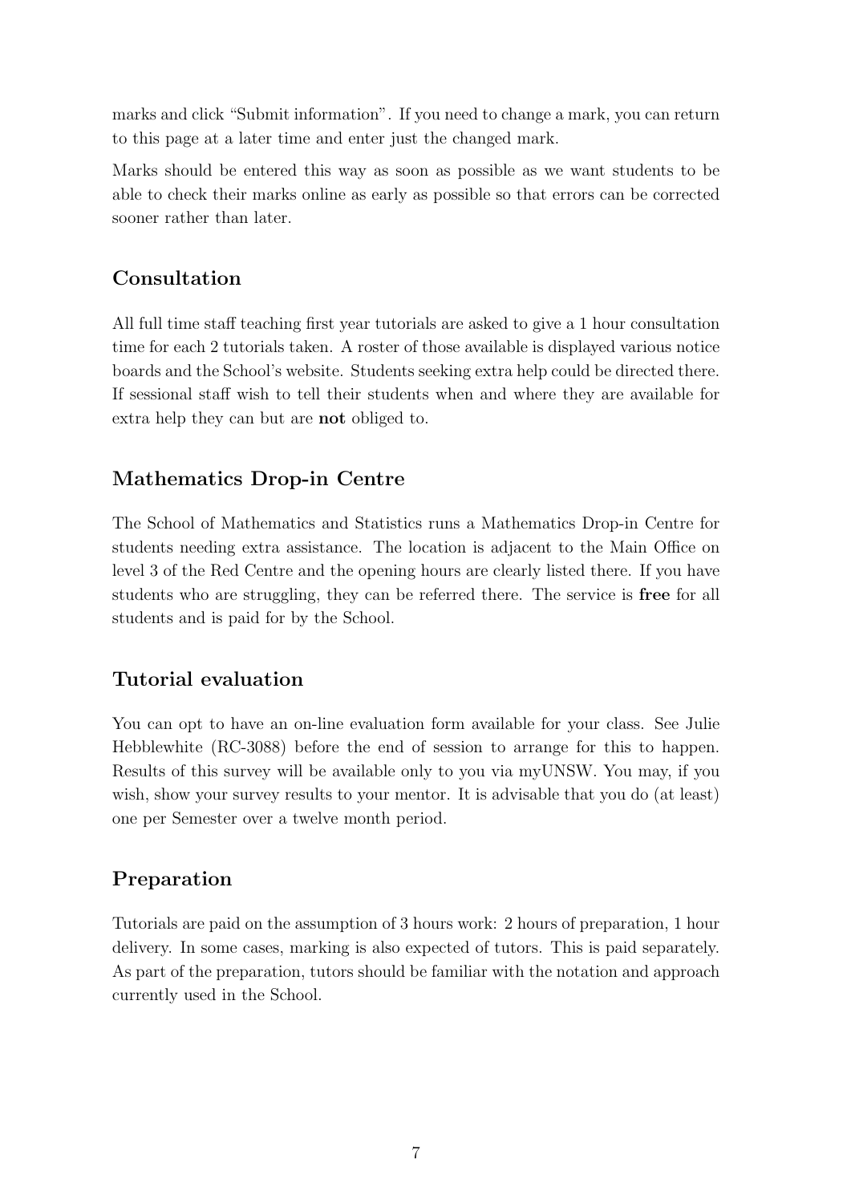marks and click "Submit information". If you need to change a mark, you can return to this page at a later time and enter just the changed mark.

Marks should be entered this way as soon as possible as we want students to be able to check their marks online as early as possible so that errors can be corrected sooner rather than later.

## Consultation

All full time staff teaching first year tutorials are asked to give a 1 hour consultation time for each 2 tutorials taken. A roster of those available is displayed various notice boards and the School's website. Students seeking extra help could be directed there. If sessional staff wish to tell their students when and where they are available for extra help they can but are **not** obliged to.

## Mathematics Drop-in Centre

The School of Mathematics and Statistics runs a Mathematics Drop-in Centre for students needing extra assistance. The location is adjacent to the Main Office on level 3 of the Red Centre and the opening hours are clearly listed there. If you have students who are struggling, they can be referred there. The service is **free** for all students and is paid for by the School.

## Tutorial evaluation

You can opt to have an on-line evaluation form available for your class. See Julie Hebblewhite (RC-3088) before the end of session to arrange for this to happen. Results of this survey will be available only to you via myUNSW. You may, if you wish, show your survey results to your mentor. It is advisable that you do (at least) one per Semester over a twelve month period.

## Preparation

Tutorials are paid on the assumption of 3 hours work: 2 hours of preparation, 1 hour delivery. In some cases, marking is also expected of tutors. This is paid separately. As part of the preparation, tutors should be familiar with the notation and approach currently used in the School.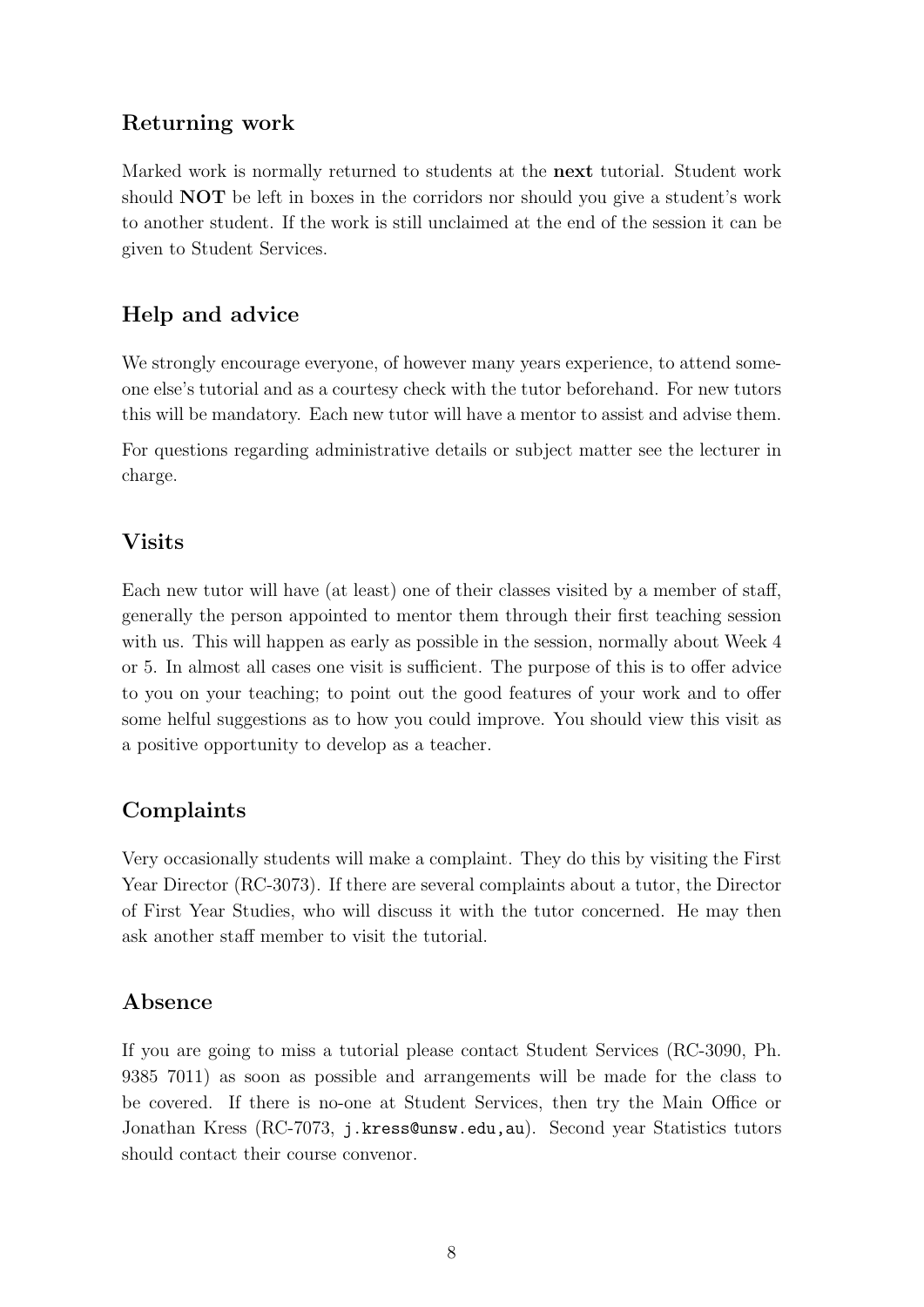## Returning work

Marked work is normally returned to students at the **next** tutorial. Student work should **NOT** be left in boxes in the corridors nor should you give a student's work to another student. If the work is still unclaimed at the end of the session it can be given to Student Services.

## Help and advice

We strongly encourage everyone, of however many years experience, to attend someone else's tutorial and as a courtesy check with the tutor beforehand. For new tutors this will be mandatory. Each new tutor will have a mentor to assist and advise them.

For questions regarding administrative details or subject matter see the lecturer in charge.

## Visits

Each new tutor will have (at least) one of their classes visited by a member of staff, generally the person appointed to mentor them through their first teaching session with us. This will happen as early as possible in the session, normally about Week 4 or 5. In almost all cases one visit is sufficient. The purpose of this is to offer advice to you on your teaching; to point out the good features of your work and to offer some helpful suggestions as to how you could improve. You should view this visit as a positive opportunity to develop as a teacher.

## Complaints

Very occasionally students will make a complaint. They do this by visiting the First Year Director (RC-3073). If there are several complaints about a tutor, the Director of First Year Studies, who will discuss it with the tutor concerned. He may then ask another staff member to visit the tutorial.

## Absence

If you are going to miss a tutorial please contact Student Services (RC-3090, Ph. 9385 7011) as soon as possible and arrangements will be made for the class to be covered. If there is no-one at Student Services, then try the Main Office or Jonathan Kress (RC-7073, `j.kress@unsw.edu,au`). Second year Statistics tutors should contact their course convenor.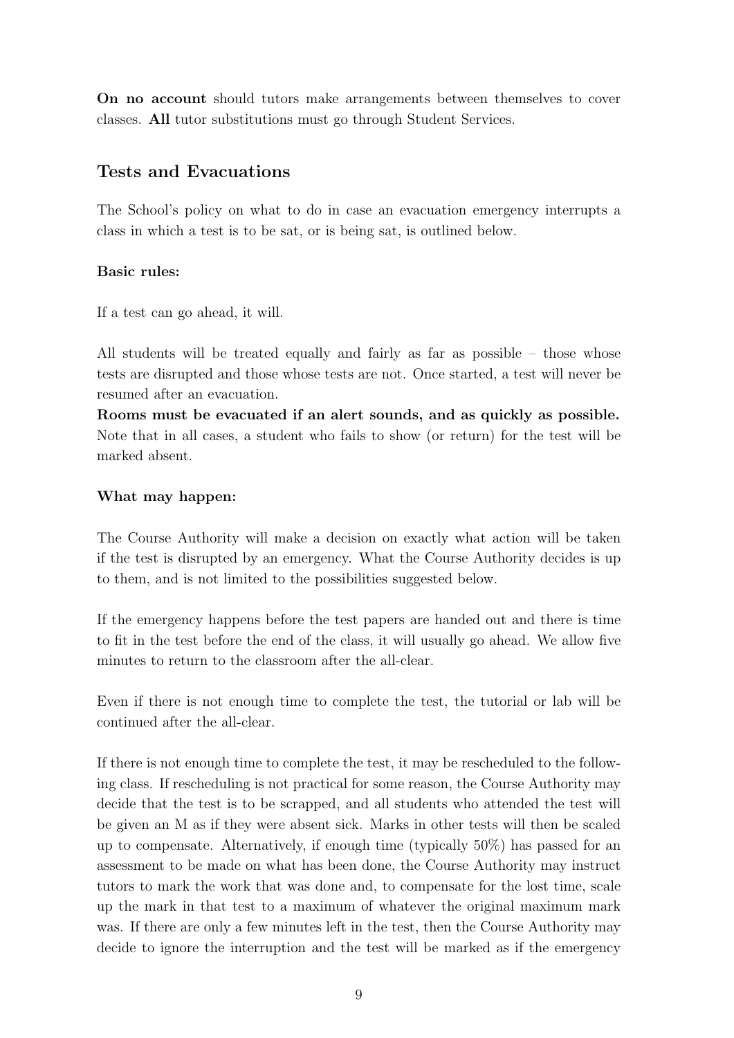**On no account** should tutors make arrangements between themselves to cover classes. **All** tutor substitutions must go through Student Services.

## Tests and Evacuations

The School's policy on what to do in case an evacuation emergency interrupts a class in which a test is to be sat, or is being sat, is outlined below.

**Basic rules:**

If a test can go ahead, it will.

All students will be treated equally and fairly as far as possible – those whose tests are disrupted and those whose tests are not. Once started, a test will never be resumed after an evacuation.

**Rooms must be evacuated if an alert sounds, and as quickly as possible.** Note that in all cases, a student who fails to show (or return) for the test will be marked absent.

**What may happen:**

The Course Authority will make a decision on exactly what action will be taken if the test is disrupted by an emergency. What the Course Authority decides is up to them, and is not limited to the possibilities suggested below.

If the emergency happens before the test papers are handed out and there is time to fit in the test before the end of the class, it will usually go ahead. We allow five minutes to return to the classroom after the all-clear.

Even if there is not enough time to complete the test, the tutorial or lab will be continued after the all-clear.

If there is not enough time to complete the test, it may be rescheduled to the following class. If rescheduling is not practical for some reason, the Course Authority may decide that the test is to be scrapped, and all students who attended the test will be given an M as if they were absent sick. Marks in other tests will then be scaled up to compensate. Alternatively, if enough time (typically 50%) has passed for an assessment to be made on what has been done, the Course Authority may instruct tutors to mark the work that was done and, to compensate for the lost time, scale up the mark in that test to a maximum of whatever the original maximum mark was. If there are only a few minutes left in the test, then the Course Authority may decide to ignore the interruption and the test will be marked as if the emergency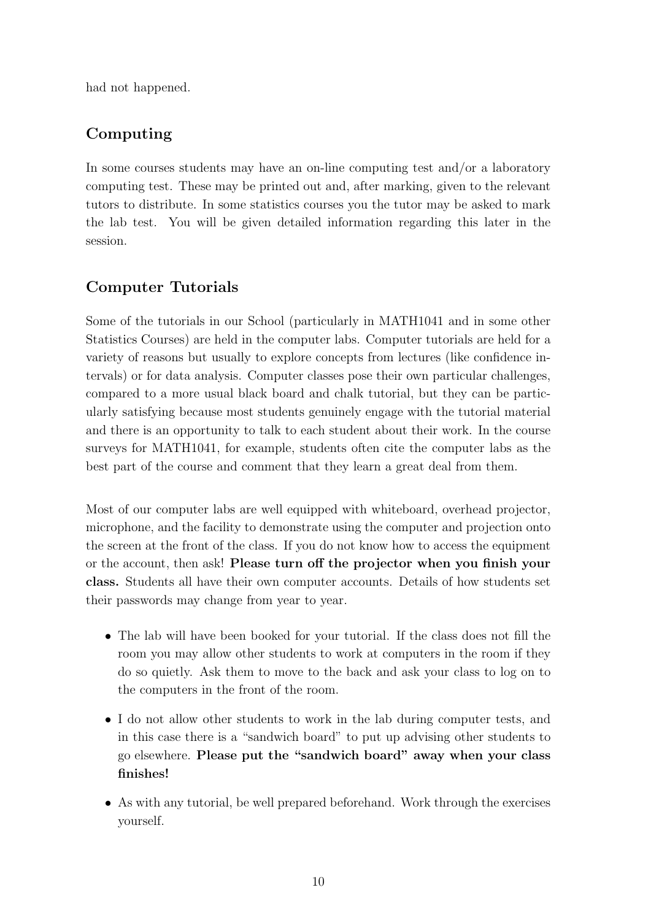had not happened.

## Computing

In some courses students may have an on-line computing test and/or a laboratory computing test. These may be printed out and, after marking, given to the relevant tutors to distribute. In some statistics courses you the tutor may be asked to mark the lab test. You will be given detailed information regarding this later in the session.

## Computer Tutorials

Some of the tutorials in our School (particularly in MATH1041 and in some other Statistics Courses) are held in the computer labs. Computer tutorials are held for a variety of reasons but usually to explore concepts from lectures (like confidence intervals) or for data analysis. Computer classes pose their own particular challenges, compared to a more usual black board and chalk tutorial, but they can be particularly satisfying because most students genuinely engage with the tutorial material and there is an opportunity to talk to each student about their work. In the course surveys for MATH1041, for example, students often cite the computer labs as the best part of the course and comment that they learn a great deal from them.

Most of our computer labs are well equipped with whiteboard, overhead projector, microphone, and the facility to demonstrate using the computer and projection onto the screen at the front of the class. If you do not know how to access the equipment or the account, then ask! **Please turn off the projector when you finish your class.** Students all have their own computer accounts. Details of how students set their passwords may change from year to year.

- The lab will have been booked for your tutorial. If the class does not fill the room you may allow other students to work at computers in the room if they do so quietly. Ask them to move to the back and ask your class to log on to the computers in the front of the room.
- I do not allow other students to work in the lab during computer tests, and in this case there is a "sandwich board" to put up advising other students to go elsewhere. **Please put the "sandwich board" away when your class finishes!**
- As with any tutorial, be well prepared beforehand. Work through the exercises yourself.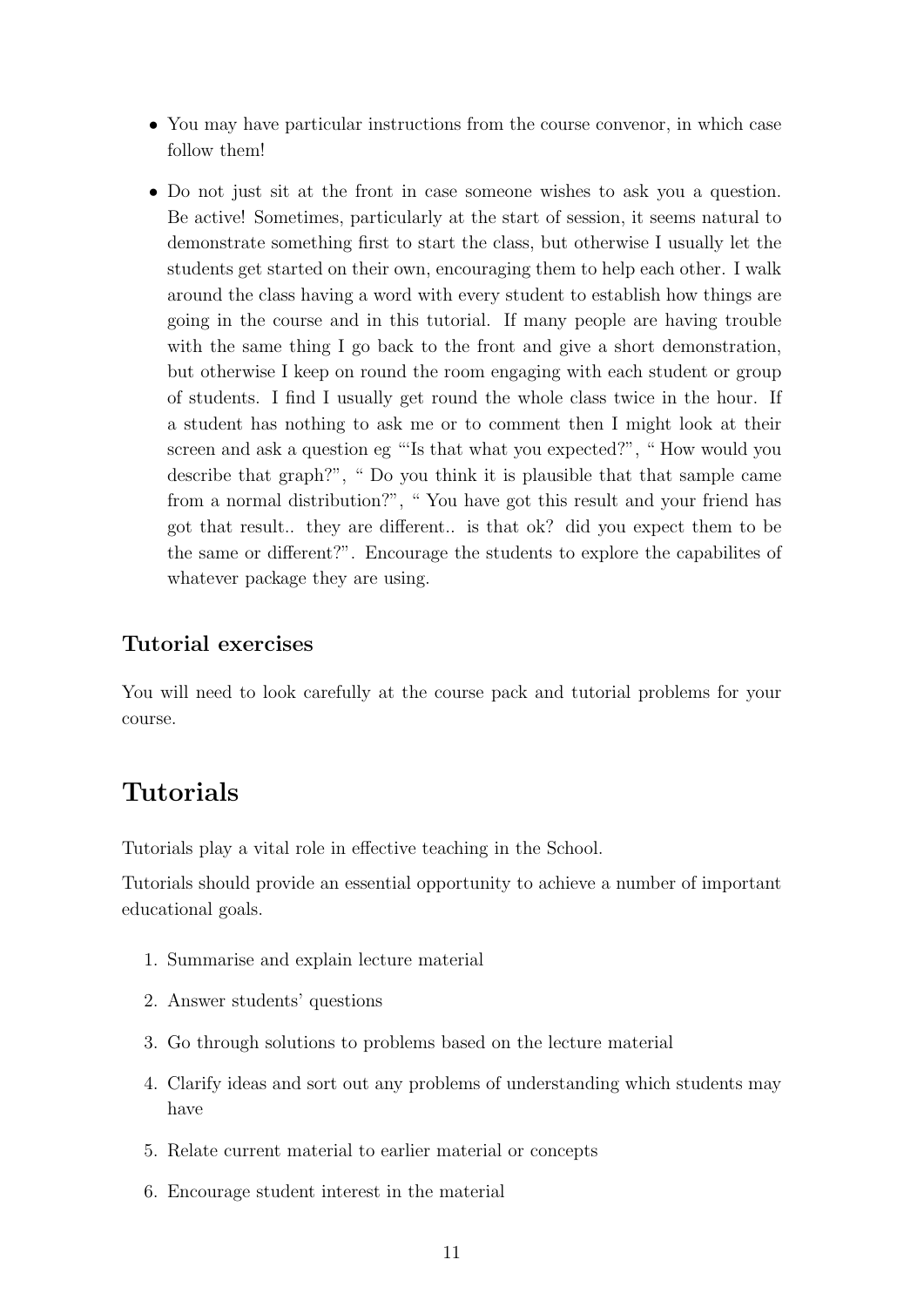- You may have particular instructions from the course convenor, in which case follow them!
- Do not just sit at the front in case someone wishes to ask you a question. Be active! Sometimes, particularly at the start of session, it seems natural to demonstrate something first to start the class, but otherwise I usually let the students get started on their own, encouraging them to help each other. I walk around the class having a word with every student to establish how things are going in the course and in this tutorial. If many people are having trouble with the same thing I go back to the front and give a short demonstration, but otherwise I keep on round the room engaging with each student or group of students. I find I usually get round the whole class twice in the hour. If a student has nothing to ask me or to comment then I might look at their screen and ask a question eg "'Is that what you expected?", " How would you describe that graph?", " Do you think it is plausible that that sample came from a normal distribution?", " You have got this result and your friend has got that result.. they are different.. is that ok? did you expect them to be the same or different?". Encourage the students to explore the capabilites of whatever package they are using.

### Tutorial exercises

You will need to look carefully at the course pack and tutorial problems for your course.

## Tutorials

Tutorials play a vital role in effective teaching in the School.

Tutorials should provide an essential opportunity to achieve a number of important educational goals.

1. Summarise and explain lecture material
2. Answer students' questions
3. Go through solutions to problems based on the lecture material
4. Clarify ideas and sort out any problems of understanding which students may have
5. Relate current material to earlier material or concepts
6. Encourage student interest in the material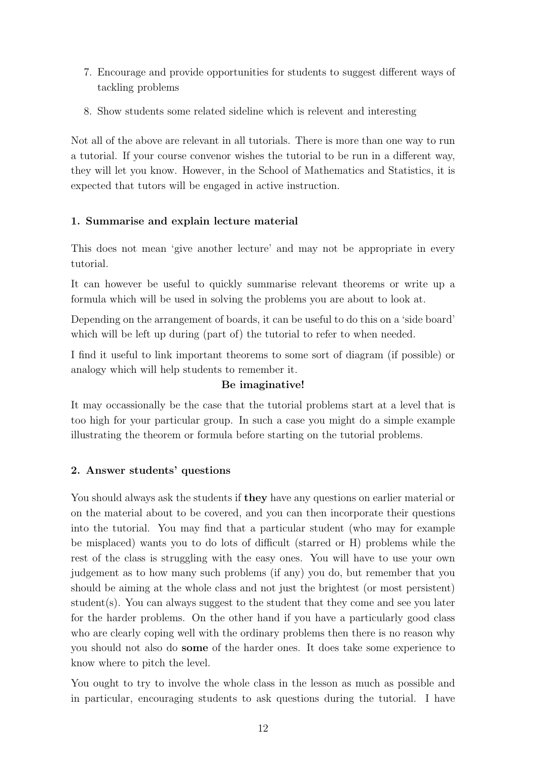7. Encourage and provide opportunities for students to suggest different ways of tackling problems
8. Show students some related sideline which is relevent and interesting

Not all of the above are relevant in all tutorials. There is more than one way to run a tutorial. If your course convenor wishes the tutorial to be run in a different way, they will let you know. However, in the School of Mathematics and Statistics, it is expected that tutors will be engaged in active instruction.

**1. Summarise and explain lecture material**

This does not mean 'give another lecture' and may not be appropriate in every tutorial.

It can however be useful to quickly summarise relevant theorems or write up a formula which will be used in solving the problems you are about to look at.

Depending on the arrangement of boards, it can be useful to do this on a 'side board' which will be left up during (part of) the tutorial to refer to when needed.

I find it useful to link important theorems to some sort of diagram (if possible) or analogy which will help students to remember it.

**Be imaginative!**

It may occassionally be the case that the tutorial problems start at a level that is too high for your particular group. In such a case you might do a simple example illustrating the theorem or formula before starting on the tutorial problems.

**2. Answer students' questions**

You should always ask the students if **they** have any questions on earlier material or on the material about to be covered, and you can then incorporate their questions into the tutorial. You may find that a particular student (who may for example be misplaced) wants you to do lots of difficult (starred or H) problems while the rest of the class is struggling with the easy ones. You will have to use your own judgement as to how many such problems (if any) you do, but remember that you should be aiming at the whole class and not just the brightest (or most persistent) student(s). You can always suggest to the student that they come and see you later for the harder problems. On the other hand if you have a particularly good class who are clearly coping well with the ordinary problems then there is no reason why you should not also do **some** of the harder ones. It does take some experience to know where to pitch the level.

You ought to try to involve the whole class in the lesson as much as possible and in particular, encouraging students to ask questions during the tutorial. I have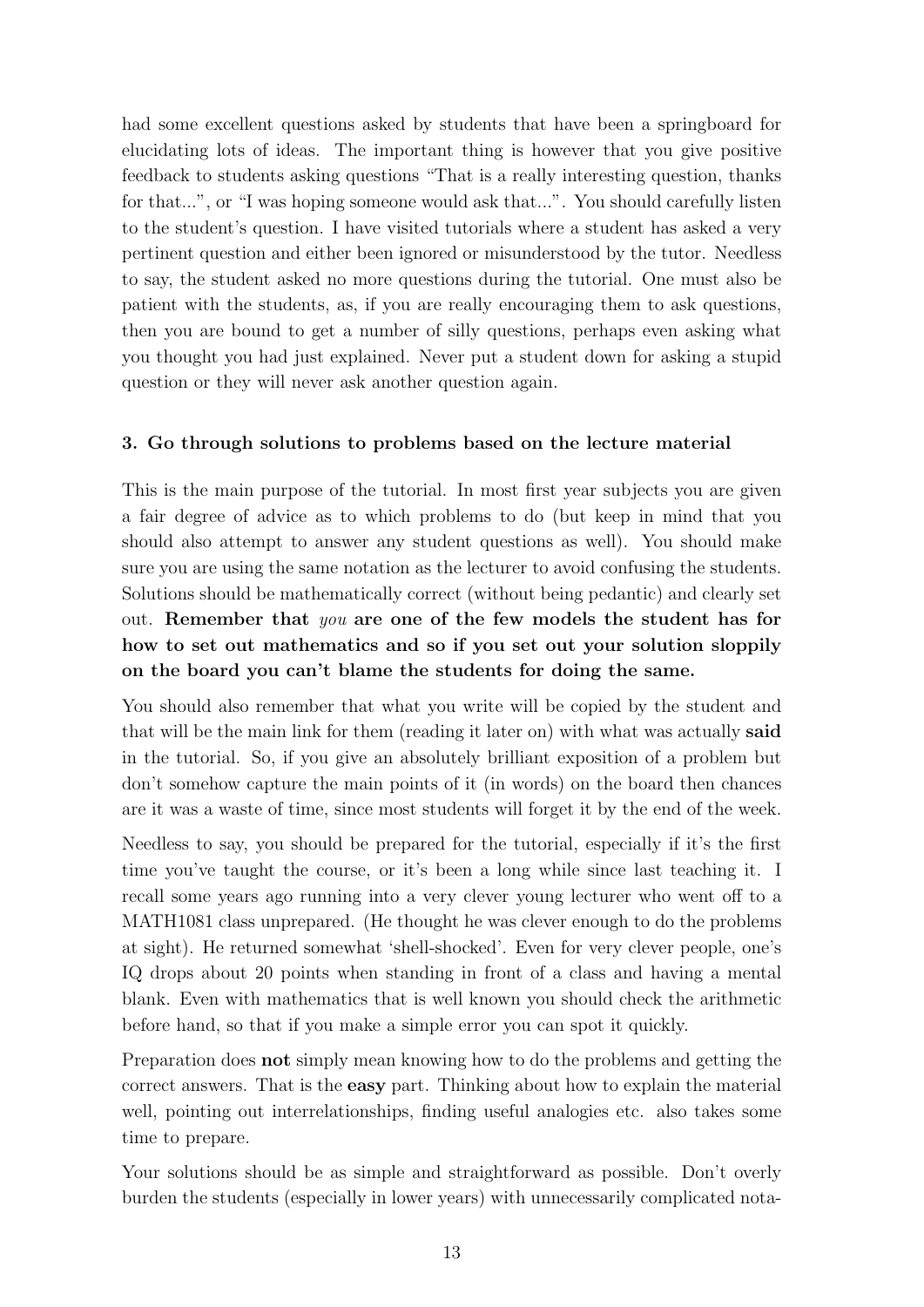had some excellent questions asked by students that have been a springboard for elucidating lots of ideas. The important thing is however that you give positive feedback to students asking questions "That is a really interesting question, thanks for that...", or "I was hoping someone would ask that...". You should carefully listen to the student's question. I have visited tutorials where a student has asked a very pertinent question and either been ignored or misunderstood by the tutor. Needless to say, the student asked no more questions during the tutorial. One must also be patient with the students, as, if you are really encouraging them to ask questions, then you are bound to get a number of silly questions, perhaps even asking what you thought you had just explained. Never put a student down for asking a stupid question or they will never ask another question again.

### 3. Go through solutions to problems based on the lecture material

This is the main purpose of the tutorial. In most first year subjects you are given a fair degree of advice as to which problems to do (but keep in mind that you should also attempt to answer any student questions as well). You should make sure you are using the same notation as the lecturer to avoid confusing the students. Solutions should be mathematically correct (without being pedantic) and clearly set out. **Remember that *you* are one of the few models the student has for how to set out mathematics and so if you set out your solution sloppily on the board you can't blame the students for doing the same.**

You should also remember that what you write will be copied by the student and that will be the main link for them (reading it later on) with what was actually **said** in the tutorial. So, if you give an absolutely brilliant exposition of a problem but don't somehow capture the main points of it (in words) on the board then chances are it was a waste of time, since most students will forget it by the end of the week.

Needless to say, you should be prepared for the tutorial, especially if it's the first time you've taught the course, or it's been a long while since last teaching it. I recall some years ago running into a very clever young lecturer who went off to a MATH1081 class unprepared. (He thought he was clever enough to do the problems at sight). He returned somewhat 'shell-shocked'. Even for very clever people, one's IQ drops about 20 points when standing in front of a class and having a mental blank. Even with mathematics that is well known you should check the arithmetic before hand, so that if you make a simple error you can spot it quickly.

Preparation does **not** simply mean knowing how to do the problems and getting the correct answers. That is the **easy** part. Thinking about how to explain the material well, pointing out interrelationships, finding useful analogies etc. also takes some time to prepare.

Your solutions should be as simple and straightforward as possible. Don't overly burden the students (especially in lower years) with unnecessarily complicated nota-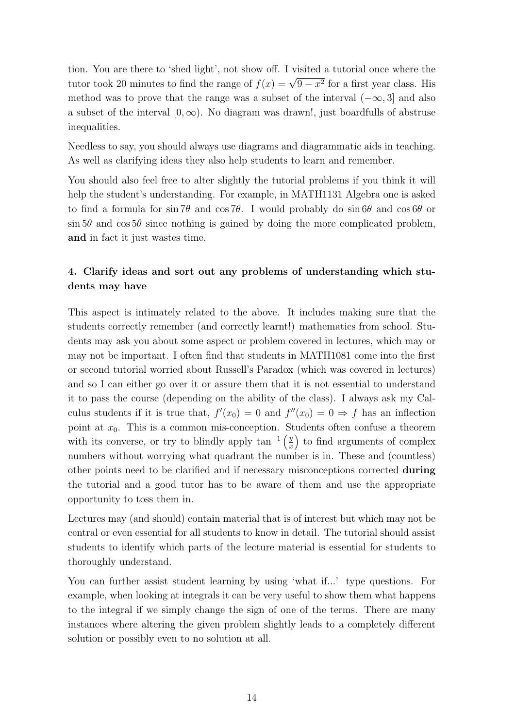tion. You are there to 'shed light', not show off. I visited a tutorial once where the tutor took 20 minutes to find the range of $f(x) = \sqrt{9 - x^2}$ for a first year class. His method was to prove that the range was a subset of the interval $(-\infty, 3]$ and also a subset of the interval $[0, \infty)$. No diagram was drawn!, just boardfulls of abstruse inequalities.

Needless to say, you should always use diagrams and diagrammatic aids in teaching. As well as clarifying ideas they also help students to learn and remember.

You should also feel free to alter slightly the tutorial problems if you think it will help the student's understanding. For example, in MATH1131 Algebra one is asked to find a formula for $\sin 7\theta$ and $\cos 7\theta$. I would probably do $\sin 6\theta$ and $\cos 6\theta$ or $\sin 5\theta$ and $\cos 5\theta$ since nothing is gained by doing the more complicated problem, **and** in fact it just wastes time.

#### 4. Clarify ideas and sort out any problems of understanding which students may have

This aspect is intimately related to the above. It includes making sure that the students correctly remember (and correctly learnt!) mathematics from school. Students may ask you about some aspect or problem covered in lectures, which may or may not be important. I often find that students in MATH1081 come into the first or second tutorial worried about Russell's Paradox (which was covered in lectures) and so I can either go over it or assure them that it is not essential to understand it to pass the course (depending on the ability of the class). I always ask my Calculus students if it is true that, $f'(x_0) = 0$ and $f''(x_0) = 0 \Rightarrow f$ has an inflection point at $x_0$. This is a common mis-conception. Students often confuse a theorem with its converse, or try to blindly apply $\tan^{-1}\left(\frac{y}{x}\right)$ to find arguments of complex numbers without worrying what quadrant the number is in. These and (countless) other points need to be clarified and if necessary misconceptions corrected **during** the tutorial and a good tutor has to be aware of them and use the appropriate opportunity to toss them in.

Lectures may (and should) contain material that is of interest but which may not be central or even essential for all students to know in detail. The tutorial should assist students to identify which parts of the lecture material is essential for students to thoroughly understand.

You can further assist student learning by using 'what if...' type questions. For example, when looking at integrals it can be very useful to show them what happens to the integral if we simply change the sign of one of the terms. There are many instances where altering the given problem slightly leads to a completely different solution or possibly even to no solution at all.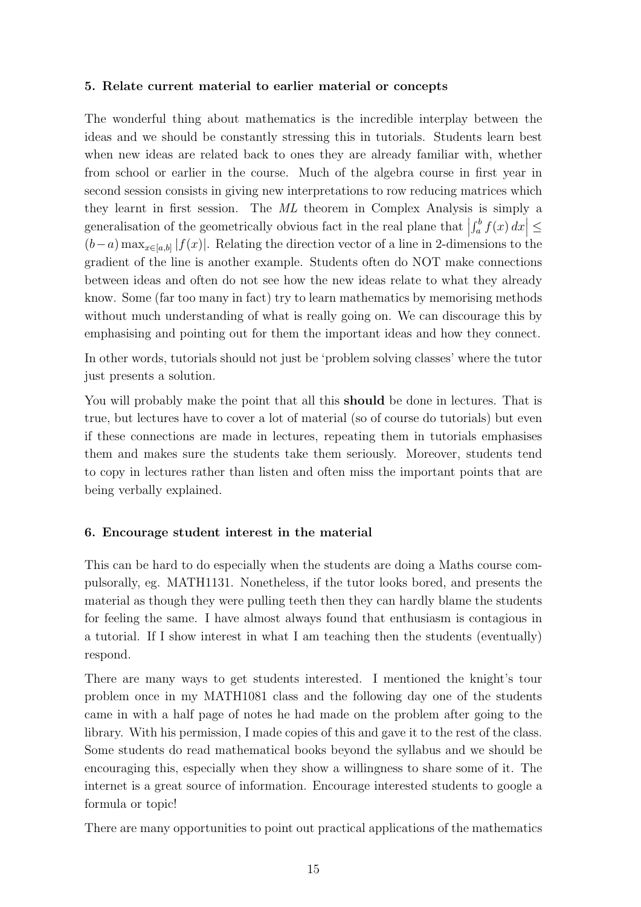**5. Relate current material to earlier material or concepts**

The wonderful thing about mathematics is the incredible interplay between the ideas and we should be constantly stressing this in tutorials. Students learn best when new ideas are related back to ones they are already familiar with, whether from school or earlier in the course. Much of the algebra course in first year in second session consists in giving new interpretations to row reducing matrices which they learnt in first session. The *ML* theorem in Complex Analysis is simply a generalisation of the geometrically obvious fact in the real plane that $\left|\int_a^b f(x)\,dx\right| \leq (b-a)\max_{x\in[a,b]}|f(x)|$. Relating the direction vector of a line in 2-dimensions to the gradient of the line is another example. Students often do NOT make connections between ideas and often do not see how the new ideas relate to what they already know. Some (far too many in fact) try to learn mathematics by memorising methods without much understanding of what is really going on. We can discourage this by emphasising and pointing out for them the important ideas and how they connect.

In other words, tutorials should not just be 'problem solving classes' where the tutor just presents a solution.

You will probably make the point that all this **should** be done in lectures. That is true, but lectures have to cover a lot of material (so of course do tutorials) but even if these connections are made in lectures, repeating them in tutorials emphasises them and makes sure the students take them seriously. Moreover, students tend to copy in lectures rather than listen and often miss the important points that are being verbally explained.

**6. Encourage student interest in the material**

This can be hard to do especially when the students are doing a Maths course compulsorally, eg. MATH1131. Nonetheless, if the tutor looks bored, and presents the material as though they were pulling teeth then they can hardly blame the students for feeling the same. I have almost always found that enthusiasm is contagious in a tutorial. If I show interest in what I am teaching then the students (eventually) respond.

There are many ways to get students interested. I mentioned the knight's tour problem once in my MATH1081 class and the following day one of the students came in with a half page of notes he had made on the problem after going to the library. With his permission, I made copies of this and gave it to the rest of the class. Some students do read mathematical books beyond the syllabus and we should be encouraging this, especially when they show a willingness to share some of it. The internet is a great source of information. Encourage interested students to google a formula or topic!

There are many opportunities to point out practical applications of the mathematics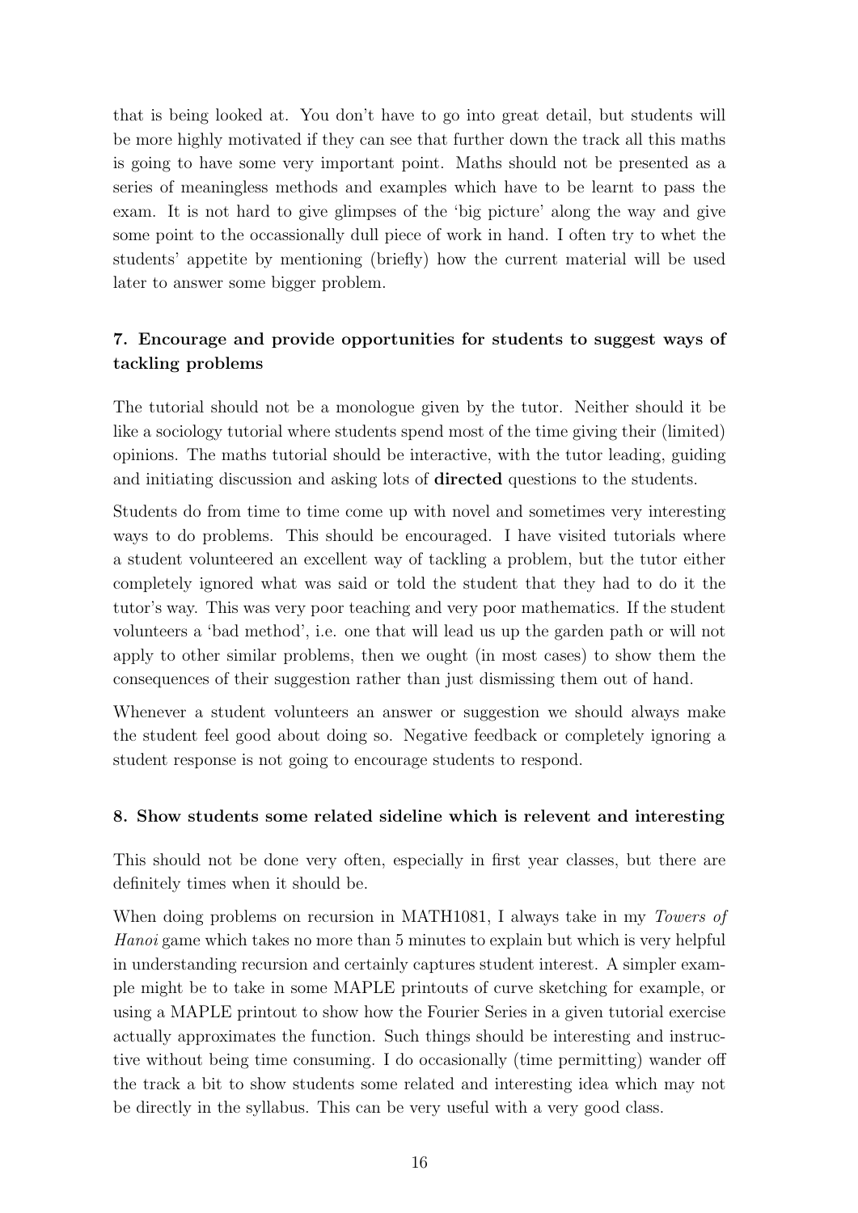that is being looked at. You don't have to go into great detail, but students will be more highly motivated if they can see that further down the track all this maths is going to have some very important point. Maths should not be presented as a series of meaningless methods and examples which have to be learnt to pass the exam. It is not hard to give glimpses of the 'big picture' along the way and give some point to the occassionally dull piece of work in hand. I often try to whet the students' appetite by mentioning (briefly) how the current material will be used later to answer some bigger problem.

### 7. Encourage and provide opportunities for students to suggest ways of tackling problems

The tutorial should not be a monologue given by the tutor. Neither should it be like a sociology tutorial where students spend most of the time giving their (limited) opinions. The maths tutorial should be interactive, with the tutor leading, guiding and initiating discussion and asking lots of **directed** questions to the students.

Students do from time to time come up with novel and sometimes very interesting ways to do problems. This should be encouraged. I have visited tutorials where a student volunteered an excellent way of tackling a problem, but the tutor either completely ignored what was said or told the student that they had to do it the tutor's way. This was very poor teaching and very poor mathematics. If the student volunteers a 'bad method', i.e. one that will lead us up the garden path or will not apply to other similar problems, then we ought (in most cases) to show them the consequences of their suggestion rather than just dismissing them out of hand.

Whenever a student volunteers an answer or suggestion we should always make the student feel good about doing so. Negative feedback or completely ignoring a student response is not going to encourage students to respond.

### 8. Show students some related sideline which is relevent and interesting

This should not be done very often, especially in first year classes, but there are definitely times when it should be.

When doing problems on recursion in MATH1081, I always take in my *Towers of Hanoi* game which takes no more than 5 minutes to explain but which is very helpful in understanding recursion and certainly captures student interest. A simpler example might be to take in some MAPLE printouts of curve sketching for example, or using a MAPLE printout to show how the Fourier Series in a given tutorial exercise actually approximates the function. Such things should be interesting and instructive without being time consuming. I do occasionally (time permitting) wander off the track a bit to show students some related and interesting idea which may not be directly in the syllabus. This can be very useful with a very good class.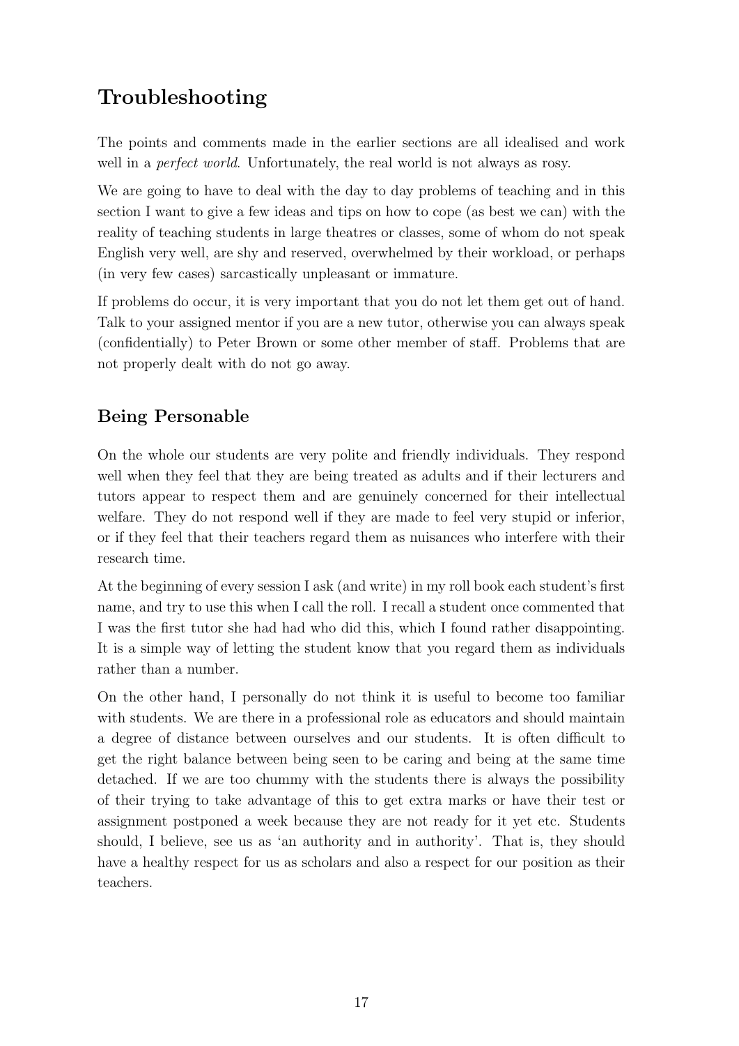# Troubleshooting

The points and comments made in the earlier sections are all idealised and work well in a *perfect world*. Unfortunately, the real world is not always as rosy.

We are going to have to deal with the day to day problems of teaching and in this section I want to give a few ideas and tips on how to cope (as best we can) with the reality of teaching students in large theatres or classes, some of whom do not speak English very well, are shy and reserved, overwhelmed by their workload, or perhaps (in very few cases) sarcastically unpleasant or immature.

If problems do occur, it is very important that you do not let them get out of hand. Talk to your assigned mentor if you are a new tutor, otherwise you can always speak (confidentially) to Peter Brown or some other member of staff. Problems that are not properly dealt with do not go away.

## Being Personable

On the whole our students are very polite and friendly individuals. They respond well when they feel that they are being treated as adults and if their lecturers and tutors appear to respect them and are genuinely concerned for their intellectual welfare. They do not respond well if they are made to feel very stupid or inferior, or if they feel that their teachers regard them as nuisances who interfere with their research time.

At the beginning of every session I ask (and write) in my roll book each student's first name, and try to use this when I call the roll. I recall a student once commented that I was the first tutor she had had who did this, which I found rather disappointing. It is a simple way of letting the student know that you regard them as individuals rather than a number.

On the other hand, I personally do not think it is useful to become too familiar with students. We are there in a professional role as educators and should maintain a degree of distance between ourselves and our students. It is often difficult to get the right balance between being seen to be caring and being at the same time detached. If we are too chummy with the students there is always the possibility of their trying to take advantage of this to get extra marks or have their test or assignment postponed a week because they are not ready for it yet etc. Students should, I believe, see us as 'an authority and in authority'. That is, they should have a healthy respect for us as scholars and also a respect for our position as their teachers.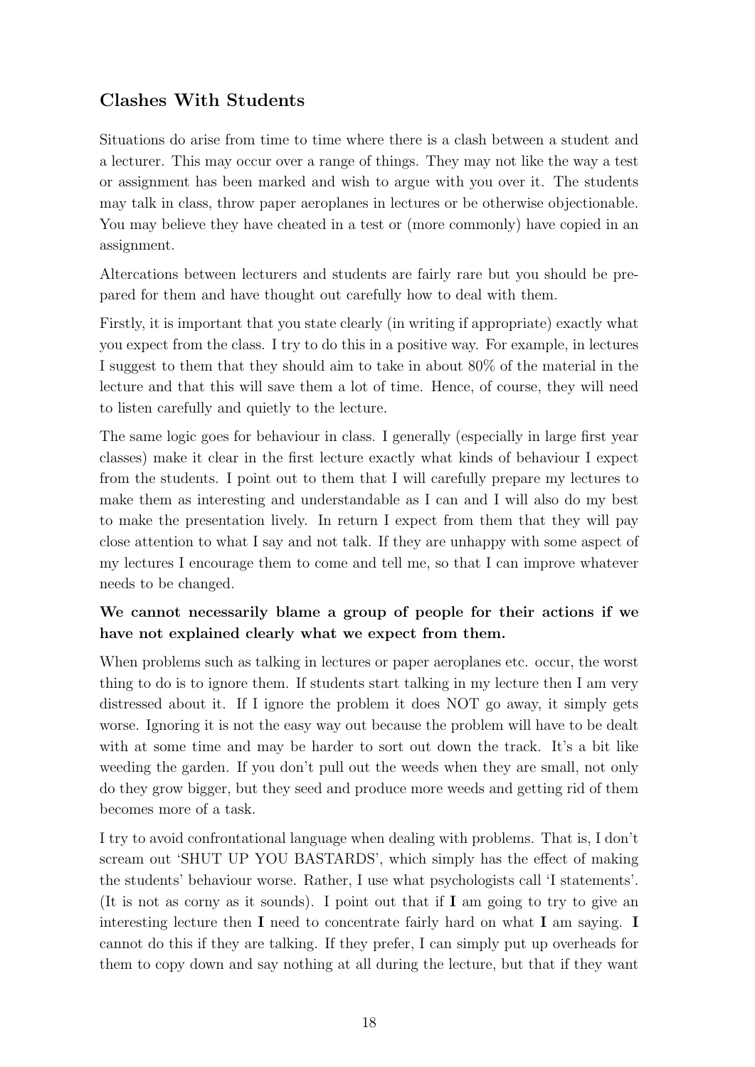## Clashes With Students

Situations do arise from time to time where there is a clash between a student and a lecturer. This may occur over a range of things. They may not like the way a test or assignment has been marked and wish to argue with you over it. The students may talk in class, throw paper aeroplanes in lectures or be otherwise objectionable. You may believe they have cheated in a test or (more commonly) have copied in an assignment.

Altercations between lecturers and students are fairly rare but you should be prepared for them and have thought out carefully how to deal with them.

Firstly, it is important that you state clearly (in writing if appropriate) exactly what you expect from the class. I try to do this in a positive way. For example, in lectures I suggest to them that they should aim to take in about 80% of the material in the lecture and that this will save them a lot of time. Hence, of course, they will need to listen carefully and quietly to the lecture.

The same logic goes for behaviour in class. I generally (especially in large first year classes) make it clear in the first lecture exactly what kinds of behaviour I expect from the students. I point out to them that I will carefully prepare my lectures to make them as interesting and understandable as I can and I will also do my best to make the presentation lively. In return I expect from them that they will pay close attention to what I say and not talk. If they are unhappy with some aspect of my lectures I encourage them to come and tell me, so that I can improve whatever needs to be changed.

**We cannot necessarily blame a group of people for their actions if we have not explained clearly what we expect from them.**

When problems such as talking in lectures or paper aeroplanes etc. occur, the worst thing to do is to ignore them. If students start talking in my lecture then I am very distressed about it. If I ignore the problem it does NOT go away, it simply gets worse. Ignoring it is not the easy way out because the problem will have to be dealt with at some time and may be harder to sort out down the track. It's a bit like weeding the garden. If you don't pull out the weeds when they are small, not only do they grow bigger, but they seed and produce more weeds and getting rid of them becomes more of a task.

I try to avoid confrontational language when dealing with problems. That is, I don't scream out 'SHUT UP YOU BASTARDS', which simply has the effect of making the students' behaviour worse. Rather, I use what psychologists call 'I statements'. (It is not as corny as it sounds). I point out that if **I** am going to try to give an interesting lecture then **I** need to concentrate fairly hard on what **I** am saying. **I** cannot do this if they are talking. If they prefer, I can simply put up overheads for them to copy down and say nothing at all during the lecture, but that if they want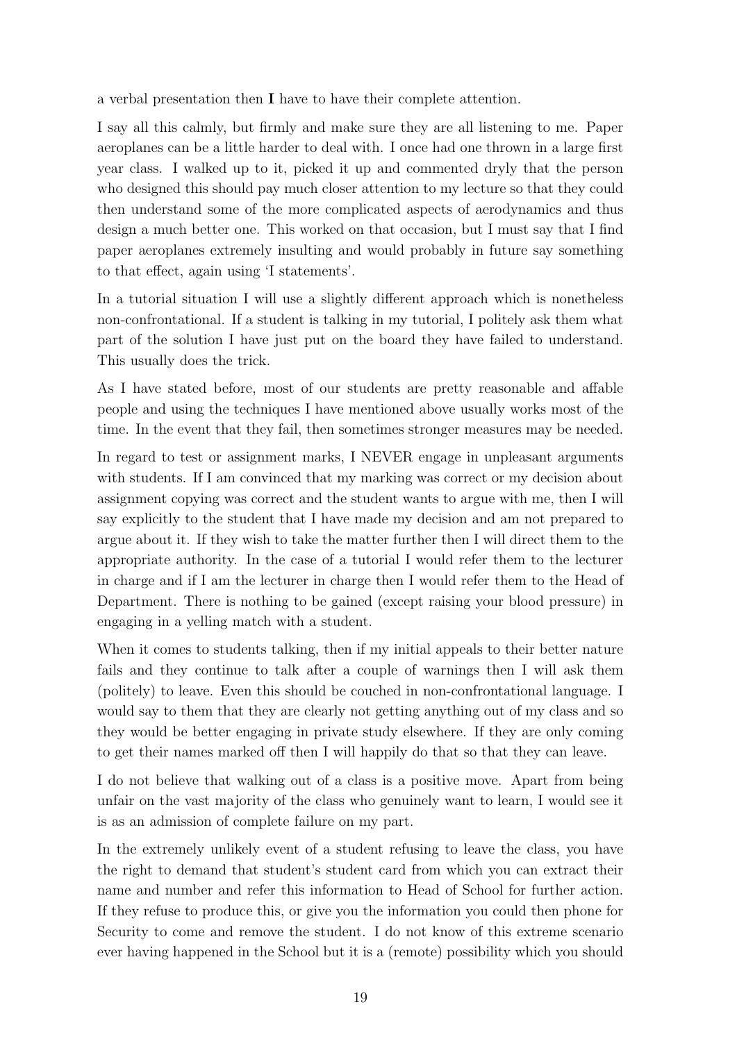a verbal presentation then **I** have to have their complete attention.

I say all this calmly, but firmly and make sure they are all listening to me. Paper aeroplanes can be a little harder to deal with. I once had one thrown in a large first year class. I walked up to it, picked it up and commented dryly that the person who designed this should pay much closer attention to my lecture so that they could then understand some of the more complicated aspects of aerodynamics and thus design a much better one. This worked on that occasion, but I must say that I find paper aeroplanes extremely insulting and would probably in future say something to that effect, again using 'I statements'.

In a tutorial situation I will use a slightly different approach which is nonetheless non-confrontational. If a student is talking in my tutorial, I politely ask them what part of the solution I have just put on the board they have failed to understand. This usually does the trick.

As I have stated before, most of our students are pretty reasonable and affable people and using the techniques I have mentioned above usually works most of the time. In the event that they fail, then sometimes stronger measures may be needed.

In regard to test or assignment marks, I NEVER engage in unpleasant arguments with students. If I am convinced that my marking was correct or my decision about assignment copying was correct and the student wants to argue with me, then I will say explicitly to the student that I have made my decision and am not prepared to argue about it. If they wish to take the matter further then I will direct them to the appropriate authority. In the case of a tutorial I would refer them to the lecturer in charge and if I am the lecturer in charge then I would refer them to the Head of Department. There is nothing to be gained (except raising your blood pressure) in engaging in a yelling match with a student.

When it comes to students talking, then if my initial appeals to their better nature fails and they continue to talk after a couple of warnings then I will ask them (politely) to leave. Even this should be couched in non-confrontational language. I would say to them that they are clearly not getting anything out of my class and so they would be better engaging in private study elsewhere. If they are only coming to get their names marked off then I will happily do that so that they can leave.

I do not believe that walking out of a class is a positive move. Apart from being unfair on the vast majority of the class who genuinely want to learn, I would see it is as an admission of complete failure on my part.

In the extremely unlikely event of a student refusing to leave the class, you have the right to demand that student's student card from which you can extract their name and number and refer this information to Head of School for further action. If they refuse to produce this, or give you the information you could then phone for Security to come and remove the student. I do not know of this extreme scenario ever having happened in the School but it is a (remote) possibility which you should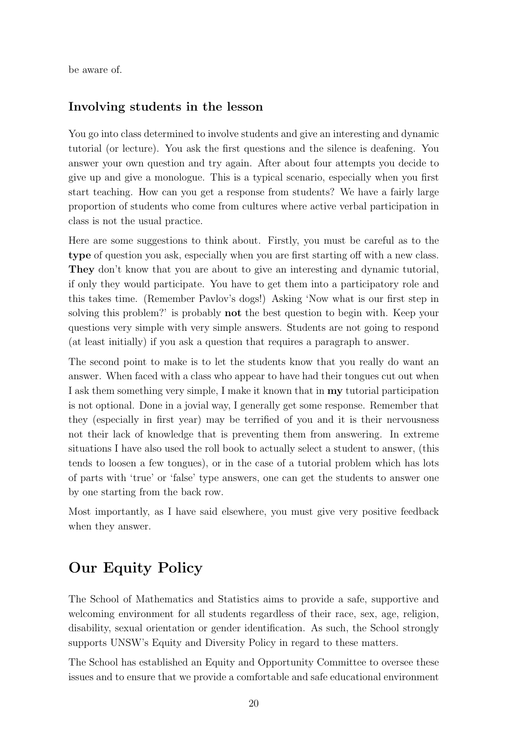be aware of.

### Involving students in the lesson

You go into class determined to involve students and give an interesting and dynamic tutorial (or lecture). You ask the first questions and the silence is deafening. You answer your own question and try again. After about four attempts you decide to give up and give a monologue. This is a typical scenario, especially when you first start teaching. How can you get a response from students? We have a fairly large proportion of students who come from cultures where active verbal participation in class is not the usual practice.

Here are some suggestions to think about. Firstly, you must be careful as to the **type** of question you ask, especially when you are first starting off with a new class. **They** don't know that you are about to give an interesting and dynamic tutorial, if only they would participate. You have to get them into a participatory role and this takes time. (Remember Pavlov's dogs!) Asking 'Now what is our first step in solving this problem?' is probably **not** the best question to begin with. Keep your questions very simple with very simple answers. Students are not going to respond (at least initially) if you ask a question that requires a paragraph to answer.

The second point to make is to let the students know that you really do want an answer. When faced with a class who appear to have had their tongues cut out when I ask them something very simple, I make it known that in **my** tutorial participation is not optional. Done in a jovial way, I generally get some response. Remember that they (especially in first year) may be terrified of you and it is their nervousness not their lack of knowledge that is preventing them from answering. In extreme situations I have also used the roll book to actually select a student to answer, (this tends to loosen a few tongues), or in the case of a tutorial problem which has lots of parts with 'true' or 'false' type answers, one can get the students to answer one by one starting from the back row.

Most importantly, as I have said elsewhere, you must give very positive feedback when they answer.

## Our Equity Policy

The School of Mathematics and Statistics aims to provide a safe, supportive and welcoming environment for all students regardless of their race, sex, age, religion, disability, sexual orientation or gender identification. As such, the School strongly supports UNSW's Equity and Diversity Policy in regard to these matters.

The School has established an Equity and Opportunity Committee to oversee these issues and to ensure that we provide a comfortable and safe educational environment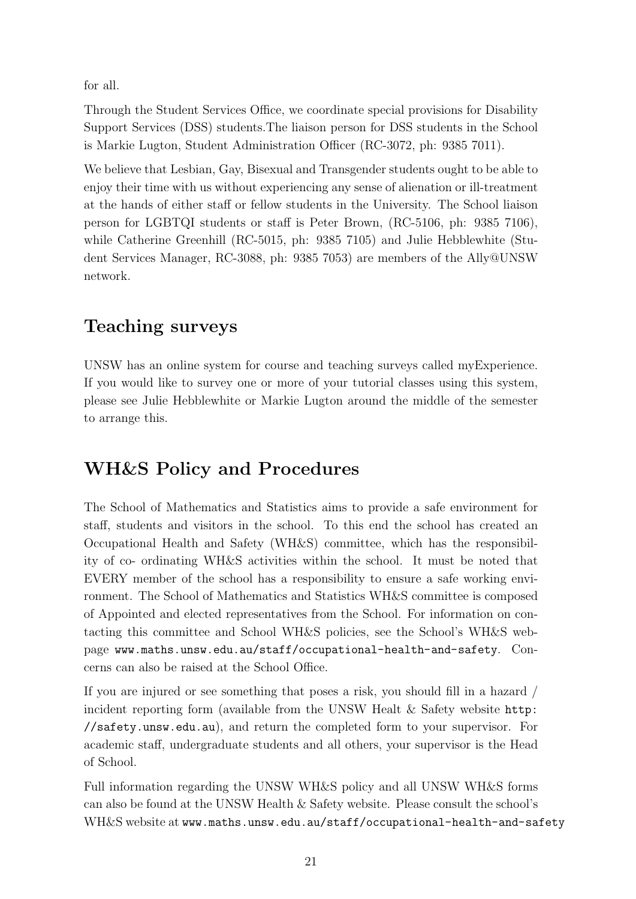for all.

Through the Student Services Office, we coordinate special provisions for Disability Support Services (DSS) students.The liaison person for DSS students in the School is Markie Lugton, Student Administration Officer (RC-3072, ph: 9385 7011).

We believe that Lesbian, Gay, Bisexual and Transgender students ought to be able to enjoy their time with us without experiencing any sense of alienation or ill-treatment at the hands of either staff or fellow students in the University. The School liaison person for LGBTQI students or staff is Peter Brown, (RC-5106, ph: 9385 7106), while Catherine Greenhill (RC-5015, ph: 9385 7105) and Julie Hebblewhite (Student Services Manager, RC-3088, ph: 9385 7053) are members of the Ally@UNSW network.

## Teaching surveys

UNSW has an online system for course and teaching surveys called myExperience. If you would like to survey one or more of your tutorial classes using this system, please see Julie Hebblewhite or Markie Lugton around the middle of the semester to arrange this.

## WH&S Policy and Procedures

The School of Mathematics and Statistics aims to provide a safe environment for staff, students and visitors in the school. To this end the school has created an Occupational Health and Safety (WH&S) committee, which has the responsibility of co- ordinating WH&S activities within the school. It must be noted that EVERY member of the school has a responsibility to ensure a safe working environment. The School of Mathematics and Statistics WH&S committee is composed of Appointed and elected representatives from the School. For information on contacting this committee and School WH&S policies, see the School's WH&S webpage `www.maths.unsw.edu.au/staff/occupational-health-and-safety`. Concerns can also be raised at the School Office.

If you are injured or see something that poses a risk, you should fill in a hazard / incident reporting form (available from the UNSW Healt & Safety website `http://safety.unsw.edu.au`), and return the completed form to your supervisor. For academic staff, undergraduate students and all others, your supervisor is the Head of School.

Full information regarding the UNSW WH&S policy and all UNSW WH&S forms can also be found at the UNSW Health & Safety website. Please consult the school's WH&S website at `www.maths.unsw.edu.au/staff/occupational-health-and-safety`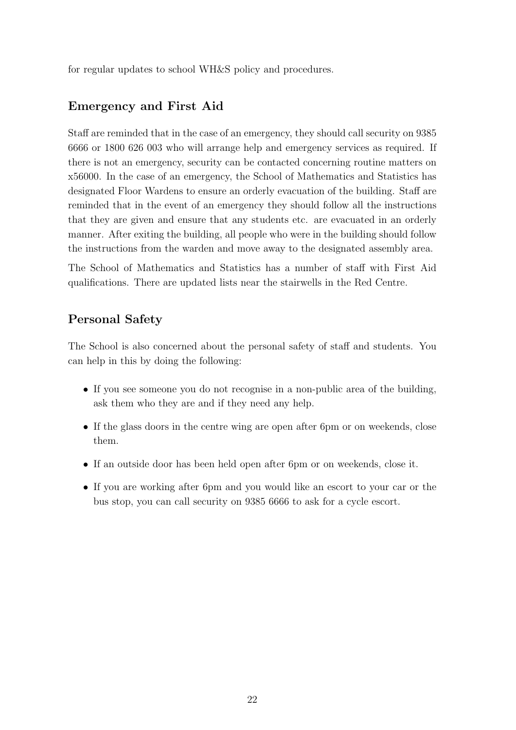for regular updates to school WH&S policy and procedures.

## Emergency and First Aid

Staff are reminded that in the case of an emergency, they should call security on 9385 6666 or 1800 626 003 who will arrange help and emergency services as required. If there is not an emergency, security can be contacted concerning routine matters on x56000. In the case of an emergency, the School of Mathematics and Statistics has designated Floor Wardens to ensure an orderly evacuation of the building. Staff are reminded that in the event of an emergency they should follow all the instructions that they are given and ensure that any students etc. are evacuated in an orderly manner. After exiting the building, all people who were in the building should follow the instructions from the warden and move away to the designated assembly area.

The School of Mathematics and Statistics has a number of staff with First Aid qualifications. There are updated lists near the stairwells in the Red Centre.

## Personal Safety

The School is also concerned about the personal safety of staff and students. You can help in this by doing the following:

- If you see someone you do not recognise in a non-public area of the building, ask them who they are and if they need any help.
- If the glass doors in the centre wing are open after 6pm or on weekends, close them.
- If an outside door has been held open after 6pm or on weekends, close it.
- If you are working after 6pm and you would like an escort to your car or the bus stop, you can call security on 9385 6666 to ask for a cycle escort.